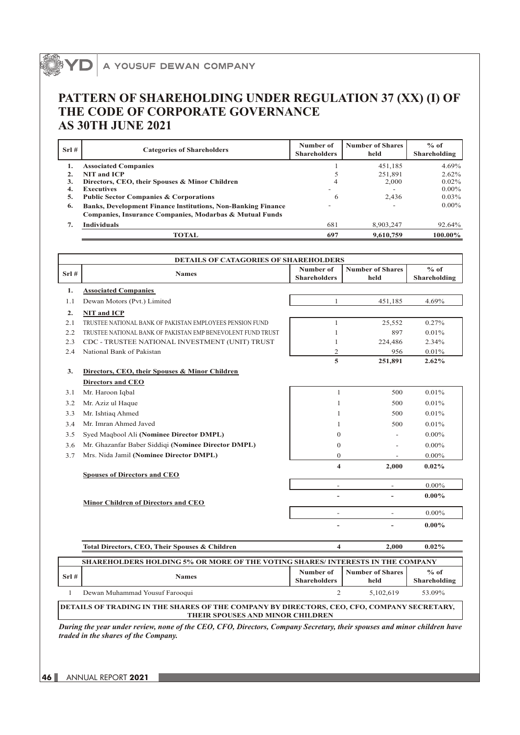# PATTERN OF SHAREHOLDING UNDER REGULATION 37 (XX) (I) OF THE CODE OF CORPORATE GOVERNANCE AS 30TH JUNE 2021

| Srl # | Categories of Shareholders | Number of Shareholders | Number of Shares held | % of Shareholding |
|---|---|---|---|---|
| 1. | **Associated Companies** | 1 | 451,185 | 4.69% |
| 2. | **NIT and ICP** | 5 | 251,891 | 2.62% |
| 3. | **Directors, CEO, their Spouses & Minor Children** | 4 | 2,000 | 0.02% |
| 4. | **Executives** | - | - | 0.00% |
| 5. | **Public Sector Companies & Corporations** | 6 | 2,436 | 0.03% |
| 6. | **Banks, Development Finance Institutions, Non-Banking Finance Companies, Insurance Companies, Modarbas & Mutual Funds** | - | - | 0.00% |
| 7. | **Individuals** | 681 | 8,903,247 | 92.64% |
| | **TOTAL** | **697** | **9,610,759** | **100.00%** |

## DETAILS OF CATAGORIES OF SHAREHOLDERS

| Srl # | Names | Number of Shareholders | Number of Shares held | % of Shareholding |
|---|---|---|---|---|
| **1.** | **Associated Companies** | | | |
| 1.1 | Dewan Motors (Pvt.) Limited | 1 | 451,185 | 4.69% |
| **2.** | **NIT and ICP** | | | |
| 2.1 | TRUSTEE NATIONAL BANK OF PAKISTAN EMPLOYEES PENSION FUND | 1 | 25,552 | 0.27% |
| 2.2 | TRUSTEE NATIONAL BANK OF PAKISTAN EMP BENEVOLENT FUND TRUST | 1 | 897 | 0.01% |
| 2.3 | CDC - TRUSTEE NATIONAL INVESTMENT (UNIT) TRUST | 1 | 224,486 | 2.34% |
| 2.4 | National Bank of Pakistan | 2 | 956 | 0.01% |
| | | **5** | **251,891** | **2.62%** |
| **3.** | **Directors, CEO, their Spouses & Minor Children** | | | |
| | **Directors and CEO** | | | |
| 3.1 | Mr. Haroon Iqbal | 1 | 500 | 0.01% |
| 3.2 | Mr. Aziz ul Haque | 1 | 500 | 0.01% |
| 3.3 | Mr. Ishtiaq Ahmed | 1 | 500 | 0.01% |
| 3.4 | Mr. Imran Ahmed Javed | 1 | 500 | 0.01% |
| 3.5 | Syed Maqbool Ali **(Nominee Director DMPL)** | 0 | - | 0.00% |
| 3.6 | Mr. Ghazanfar Baber Siddiqi **(Nominee Director DMPL)** | 0 | - | 0.00% |
| 3.7 | Mrs. Nida Jamil **(Nominee Director DMPL)** | 0 | - | 0.00% |
| | | **4** | **2,000** | **0.02%** |
| | **Spouses of Directors and CEO** | | | |
| | | - | - | 0.00% |
| | | **-** | **-** | **0.00%** |
| | **Minor Children of Directors and CEO** | | | |
| | | - | - | 0.00% |
| | | **-** | **-** | **0.00%** |
| | **Total Directors, CEO, Their Spouses & Children** | **4** | **2,000** | **0.02%** |

## SHAREHOLDERS HOLDING 5% OR MORE OF THE VOTING SHARES/ INTERESTS IN THE COMPANY

| Srl # | Names | Number of Shareholders | Number of Shares held | % of Shareholding |
|---|---|---|---|---|
| 1 | Dewan Muhammad Yousuf Farooqui | 2 | 5,102,619 | 53.09% |

## DETAILS OF TRADING IN THE SHARES OF THE COMPANY BY DIRECTORS, CEO, CFO, COMPANY SECRETARY, THEIR SPOUSES AND MINOR CHILDREN

***During the year under review, none of the CEO, CFO, Directors, Company Secretary, their spouses and minor children have traded in the shares of the Company.***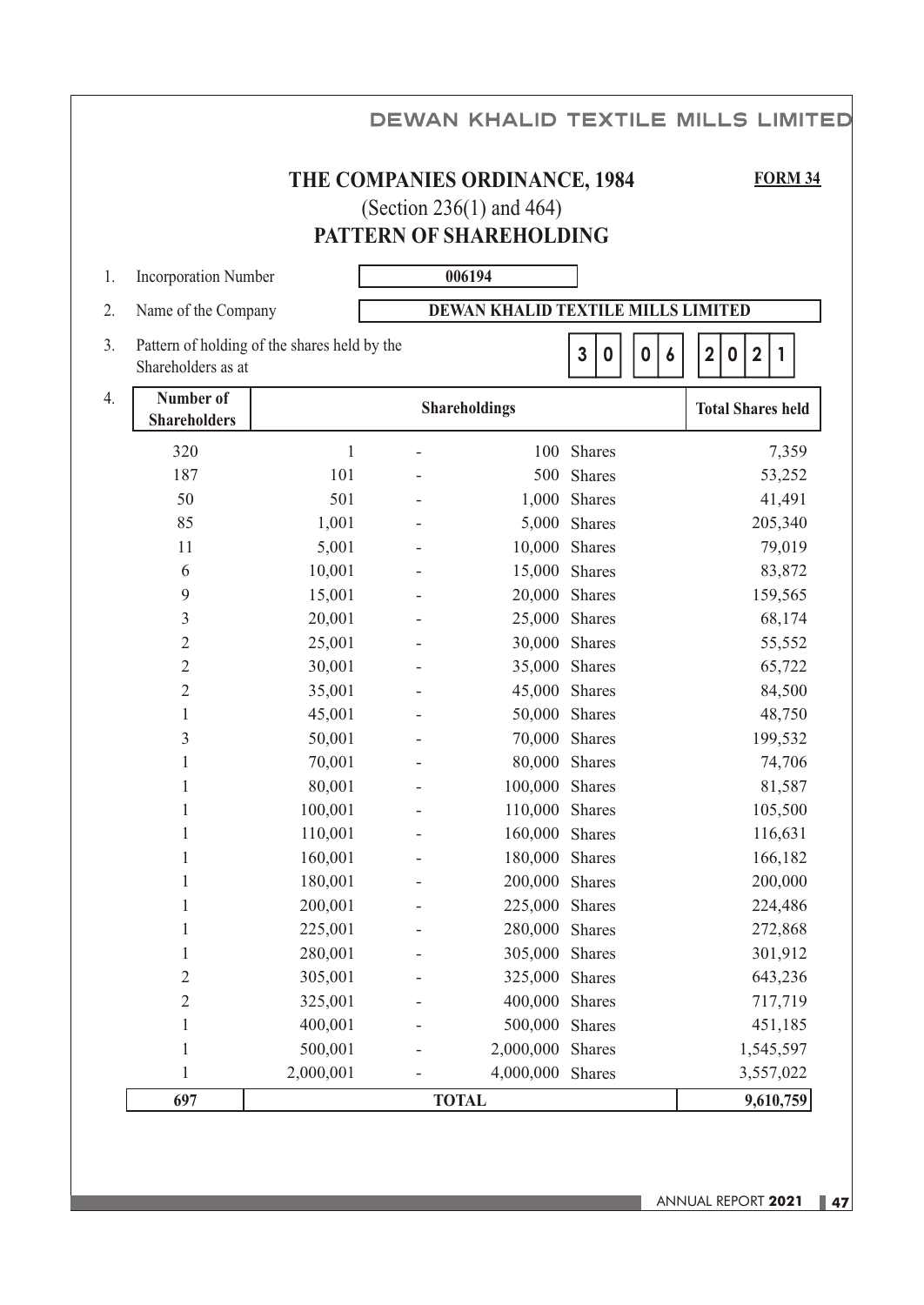# THE COMPANIES ORDINANCE, 1984

**FORM 34**

(Section 236(1) and 464)

## PATTERN OF SHAREHOLDING

1. Incorporation Number **006194**
2. Name of the Company **DEWAN KHALID TEXTILE MILLS LIMITED**
3. Pattern of holding of the shares held by the Shareholders as at **30 06 2021**
4.

| Number of Shareholders | Shareholdings | | | | Total Shares held |
|---|---|---|---|---|---|
| 320 | 1 | - | 100 | Shares | 7,359 |
| 187 | 101 | - | 500 | Shares | 53,252 |
| 50 | 501 | - | 1,000 | Shares | 41,491 |
| 85 | 1,001 | - | 5,000 | Shares | 205,340 |
| 11 | 5,001 | - | 10,000 | Shares | 79,019 |
| 6 | 10,001 | - | 15,000 | Shares | 83,872 |
| 9 | 15,001 | - | 20,000 | Shares | 159,565 |
| 3 | 20,001 | - | 25,000 | Shares | 68,174 |
| 2 | 25,001 | - | 30,000 | Shares | 55,552 |
| 2 | 30,001 | - | 35,000 | Shares | 65,722 |
| 2 | 35,001 | - | 45,000 | Shares | 84,500 |
| 1 | 45,001 | - | 50,000 | Shares | 48,750 |
| 3 | 50,001 | - | 70,000 | Shares | 199,532 |
| 1 | 70,001 | - | 80,000 | Shares | 74,706 |
| 1 | 80,001 | - | 100,000 | Shares | 81,587 |
| 1 | 100,001 | - | 110,000 | Shares | 105,500 |
| 1 | 110,001 | - | 160,000 | Shares | 116,631 |
| 1 | 160,001 | - | 180,000 | Shares | 166,182 |
| 1 | 180,001 | - | 200,000 | Shares | 200,000 |
| 1 | 200,001 | - | 225,000 | Shares | 224,486 |
| 1 | 225,001 | - | 280,000 | Shares | 272,868 |
| 1 | 280,001 | - | 305,000 | Shares | 301,912 |
| 2 | 305,001 | - | 325,000 | Shares | 643,236 |
| 2 | 325,001 | - | 400,000 | Shares | 717,719 |
| 1 | 400,001 | - | 500,000 | Shares | 451,185 |
| 1 | 500,001 | - | 2,000,000 | Shares | 1,545,597 |
| 1 | 2,000,001 | - | 4,000,000 | Shares | 3,557,022 |
| **697** | | | **TOTAL** | | **9,610,759** |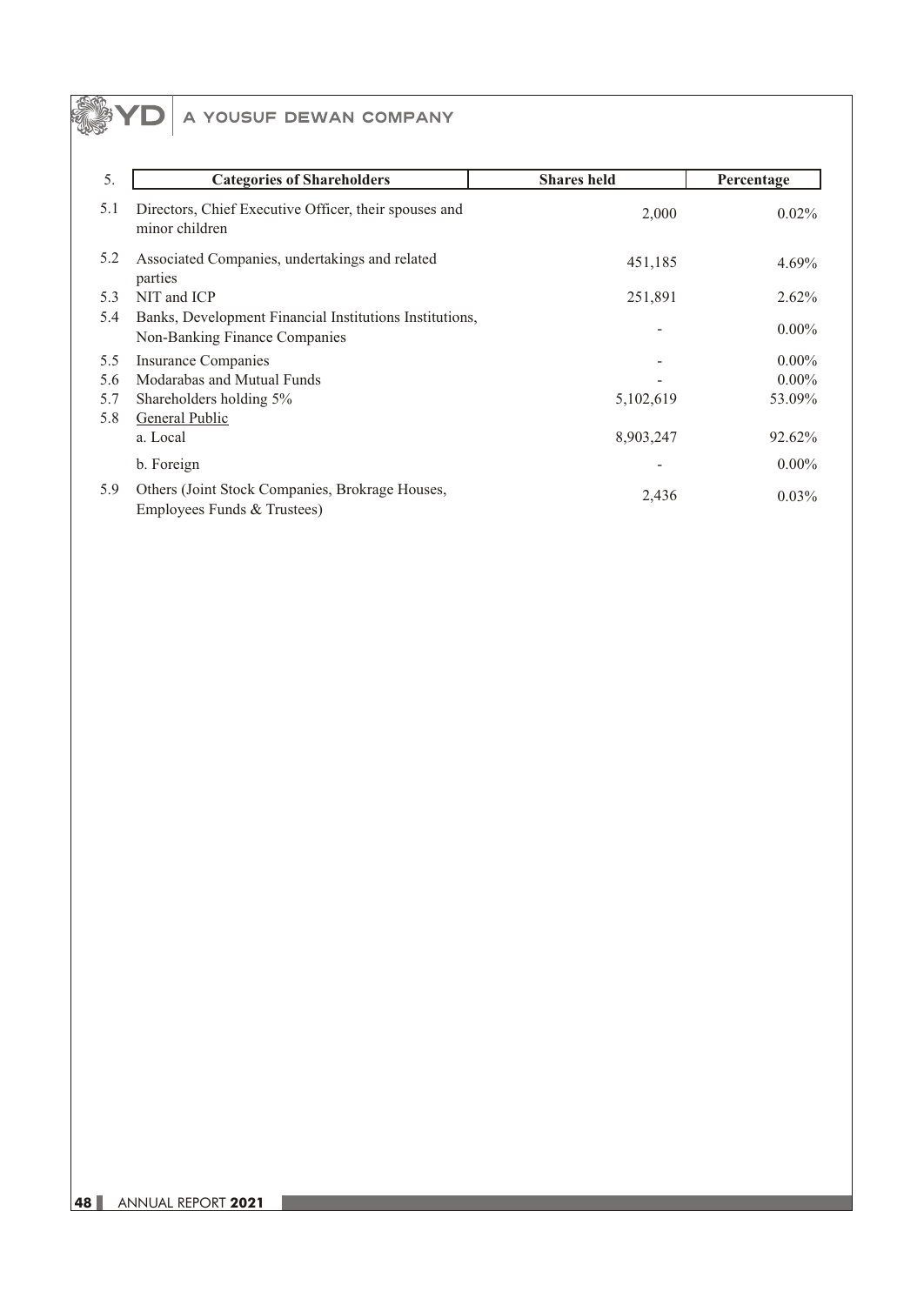| 5. | Categories of Shareholders | Shares held | Percentage |
|---|---|---|---|
| 5.1 | Directors, Chief Executive Officer, their spouses and minor children | 2,000 | 0.02% |
| 5.2 | Associated Companies, undertakings and related parties | 451,185 | 4.69% |
| 5.3 | NIT and ICP | 251,891 | 2.62% |
| 5.4 | Banks, Development Financial Institutions Institutions, Non-Banking Finance Companies | - | 0.00% |
| 5.5 | Insurance Companies | - | 0.00% |
| 5.6 | Modarabas and Mutual Funds | - | 0.00% |
| 5.7 | Shareholders holding 5% | 5,102,619 | 53.09% |
| 5.8 | General Public | | |
| | a. Local | 8,903,247 | 92.62% |
| | b. Foreign | - | 0.00% |
| 5.9 | Others (Joint Stock Companies, Brokrage Houses, Employees Funds & Trustees) | 2,436 | 0.03% |